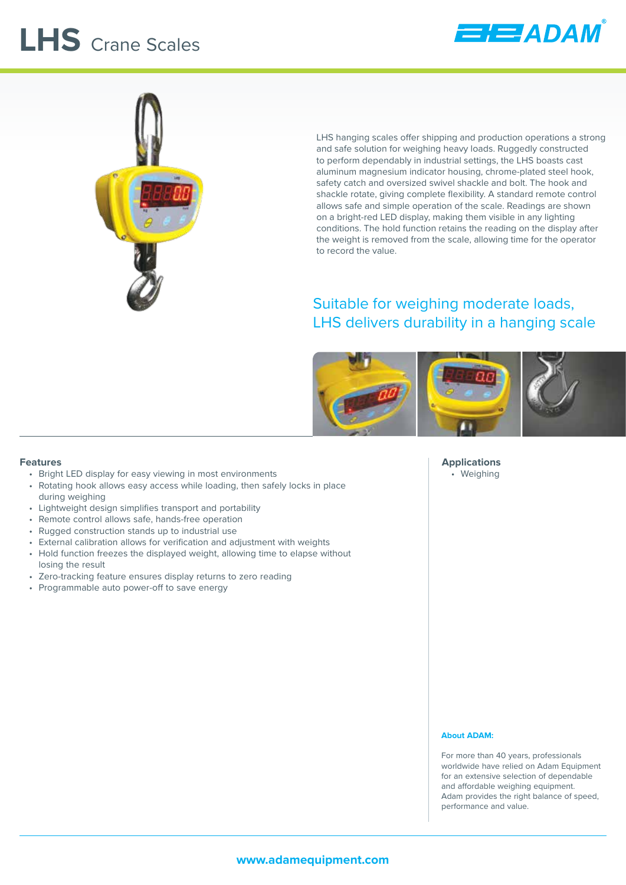# LHS Crane Scales

LHS hanging scales offer shipping and production operations a strong and safe solution for weighing heavy loads. Ruggedly constructed to perform dependably in industrial settings, the LHS boasts cast aluminum magnesium indicator housing, chrome-plated steel hook, safety catch and oversized swivel shackle and bolt. The hook and shackle rotate, giving complete flexibility. A standard remote control allows safe and simple operation of the scale. Readings are shown on a bright-red LED display, making them visible in any lighting conditions. The hold function retains the reading on the display after the weight is removed from the scale, allowing time for the operator to record the value.

## Suitable for weighing moderate loads, LHS delivers durability in a hanging scale

### Features

- Bright LED display for easy viewing in most environments
- Rotating hook allows easy access while loading, then safely locks in place during weighing
- Lightweight design simplifies transport and portability
- Remote control allows safe, hands-free operation
- Rugged construction stands up to industrial use
- External calibration allows for verification and adjustment with weights
- Hold function freezes the displayed weight, allowing time to elapse without losing the result
- Zero-tracking feature ensures display returns to zero reading
- Programmable auto power-off to save energy

### Applications

- Weighing

**About ADAM:**

For more than 40 years, professionals worldwide have relied on Adam Equipment for an extensive selection of dependable and affordable weighing equipment. Adam provides the right balance of speed, performance and value.

www.adamequipment.com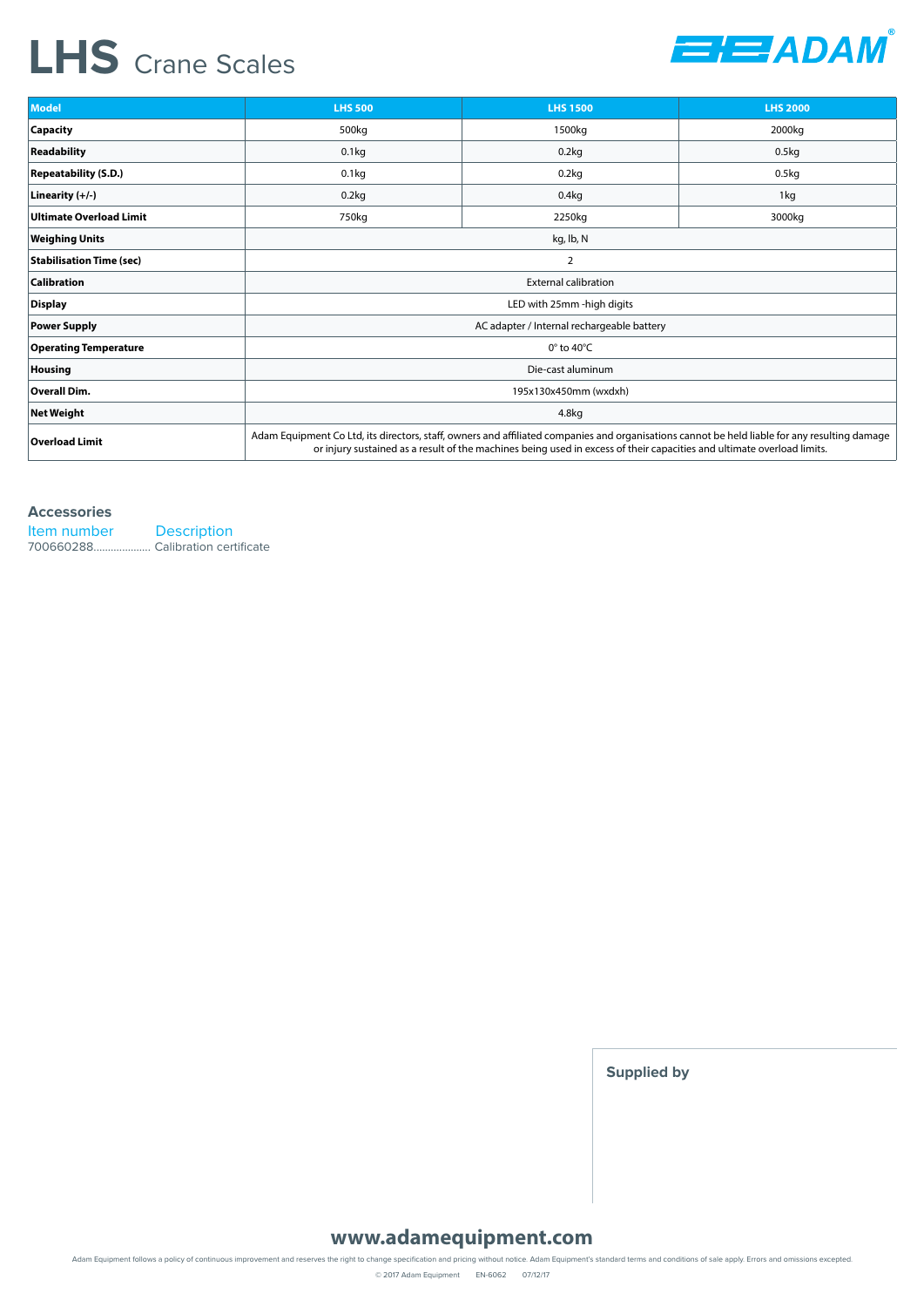# LHS Crane Scales

| Model | LHS 500 | LHS 1500 | LHS 2000 |
|---|---|---|---|
| Capacity | 500kg | 1500kg | 2000kg |
| Readability | 0.1kg | 0.2kg | 0.5kg |
| Repeatability (S.D.) | 0.1kg | 0.2kg | 0.5kg |
| Linearity (+/-) | 0.2kg | 0.4kg | 1kg |
| Ultimate Overload Limit | 750kg | 2250kg | 3000kg |
| Weighing Units | kg, lb, N | | |
| Stabilisation Time (sec) | 2 | | |
| Calibration | External calibration | | |
| Display | LED with 25mm -high digits | | |
| Power Supply | AC adapter / Internal rechargeable battery | | |
| Operating Temperature | 0° to 40°C | | |
| Housing | Die-cast aluminum | | |
| Overall Dim. | 195x130x450mm (wxdxh) | | |
| Net Weight | 4.8kg | | |
| Overload Limit | Adam Equipment Co Ltd, its directors, staff, owners and affiliated companies and organisations cannot be held liable for any resulting damage or injury sustained as a result of the machines being used in excess of their capacities and ultimate overload limits. | | |

## Accessories

| Item number | Description |
|---|---|
| 700660288 | Calibration certificate |

**Supplied by**

**www.adamequipment.com**

Adam Equipment follows a policy of continuous improvement and reserves the right to change specification and pricing without notice. Adam Equipment's standard terms and conditions of sale apply. Errors and omissions excepted.

© 2017 Adam Equipment EN-6062 07/12/17